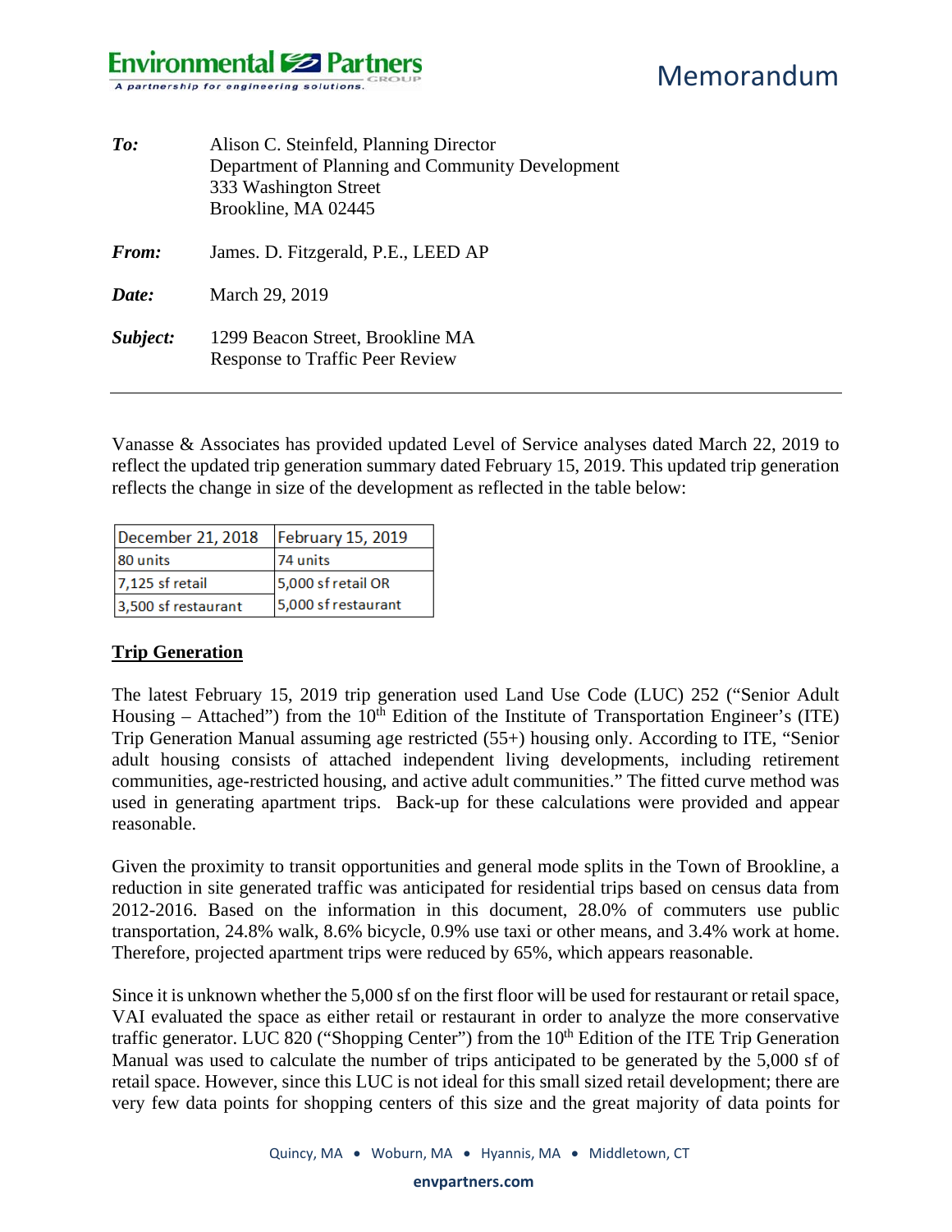**Environmental Partners GROUP**
*A partnership for engineering solutions.*

# Memorandum

|  |  |
|---|---|
| ***To:*** | Alison C. Steinfeld, Planning Director<br>Department of Planning and Community Development<br>333 Washington Street<br>Brookline, MA 02445 |
| ***From:*** | James. D. Fitzgerald, P.E., LEED AP |
| ***Date:*** | March 29, 2019 |
| ***Subject:*** | 1299 Beacon Street, Brookline MA<br>Response to Traffic Peer Review |

---

Vanasse & Associates has provided updated Level of Service analyses dated March 22, 2019 to reflect the updated trip generation summary dated February 15, 2019. This updated trip generation reflects the change in size of the development as reflected in the table below:

| December 21, 2018 | February 15, 2019 |
|---|---|
| 80 units | 74 units |
| 7,125 sf retail | 5,000 sf retail OR<br>5,000 sf restaurant |
| 3,500 sf restaurant | |

## Trip Generation

The latest February 15, 2019 trip generation used Land Use Code (LUC) 252 ("Senior Adult Housing – Attached") from the 10th Edition of the Institute of Transportation Engineer's (ITE) Trip Generation Manual assuming age restricted (55+) housing only. According to ITE, "Senior adult housing consists of attached independent living developments, including retirement communities, age-restricted housing, and active adult communities." The fitted curve method was used in generating apartment trips. Back-up for these calculations were provided and appear reasonable.

Given the proximity to transit opportunities and general mode splits in the Town of Brookline, a reduction in site generated traffic was anticipated for residential trips based on census data from 2012-2016. Based on the information in this document, 28.0% of commuters use public transportation, 24.8% walk, 8.6% bicycle, 0.9% use taxi or other means, and 3.4% work at home. Therefore, projected apartment trips were reduced by 65%, which appears reasonable.

Since it is unknown whether the 5,000 sf on the first floor will be used for restaurant or retail space, VAI evaluated the space as either retail or restaurant in order to analyze the more conservative traffic generator. LUC 820 ("Shopping Center") from the 10th Edition of the ITE Trip Generation Manual was used to calculate the number of trips anticipated to be generated by the 5,000 sf of retail space. However, since this LUC is not ideal for this small sized retail development; there are very few data points for shopping centers of this size and the great majority of data points for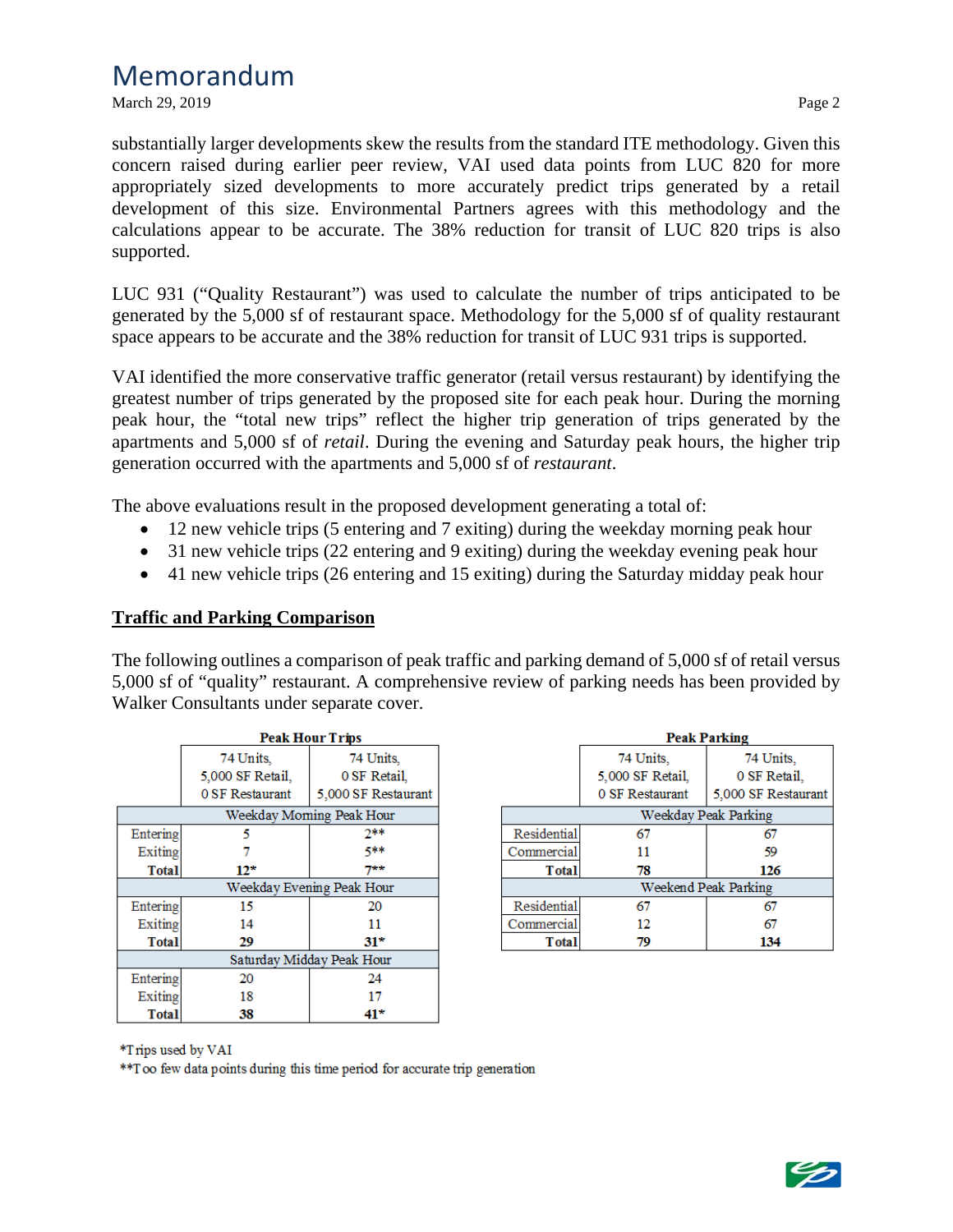substantially larger developments skew the results from the standard ITE methodology. Given this concern raised during earlier peer review, VAI used data points from LUC 820 for more appropriately sized developments to more accurately predict trips generated by a retail development of this size. Environmental Partners agrees with this methodology and the calculations appear to be accurate. The 38% reduction for transit of LUC 820 trips is also supported.

LUC 931 ("Quality Restaurant") was used to calculate the number of trips anticipated to be generated by the 5,000 sf of restaurant space. Methodology for the 5,000 sf of quality restaurant space appears to be accurate and the 38% reduction for transit of LUC 931 trips is supported.

VAI identified the more conservative traffic generator (retail versus restaurant) by identifying the greatest number of trips generated by the proposed site for each peak hour. During the morning peak hour, the "total new trips" reflect the higher trip generation of trips generated by the apartments and 5,000 sf of *retail*. During the evening and Saturday peak hours, the higher trip generation occurred with the apartments and 5,000 sf of *restaurant*.

The above evaluations result in the proposed development generating a total of:

- 12 new vehicle trips (5 entering and 7 exiting) during the weekday morning peak hour
- 31 new vehicle trips (22 entering and 9 exiting) during the weekday evening peak hour
- 41 new vehicle trips (26 entering and 15 exiting) during the Saturday midday peak hour

## Traffic and Parking Comparison

The following outlines a comparison of peak traffic and parking demand of 5,000 sf of retail versus 5,000 sf of "quality" restaurant. A comprehensive review of parking needs has been provided by Walker Consultants under separate cover.

**Peak Hour Trips**

| | 74 Units, 5,000 SF Retail, 0 SF Restaurant | 74 Units, 0 SF Retail, 5,000 SF Restaurant |
|---|---|---|
| **Weekday Morning Peak Hour** | | |
| Entering | 5 | 2** |
| Exiting | 7 | 5** |
| **Total** | **12*** | **7**** |
| **Weekday Evening Peak Hour** | | |
| Entering | 15 | 20 |
| Exiting | 14 | 11 |
| **Total** | **29** | **31*** |
| **Saturday Midday Peak Hour** | | |
| Entering | 20 | 24 |
| Exiting | 18 | 17 |
| **Total** | **38** | **41*** |

**Peak Parking**

| | 74 Units, 5,000 SF Retail, 0 SF Restaurant | 74 Units, 0 SF Retail, 5,000 SF Restaurant |
|---|---|---|
| **Weekday Peak Parking** | | |
| Residential | 67 | 67 |
| Commercial | 11 | 59 |
| **Total** | **78** | **126** |
| **Weekend Peak Parking** | | |
| Residential | 67 | 67 |
| Commercial | 12 | 67 |
| **Total** | **79** | **134** |

*Trips used by VAI

**Too few data points during this time period for accurate trip generation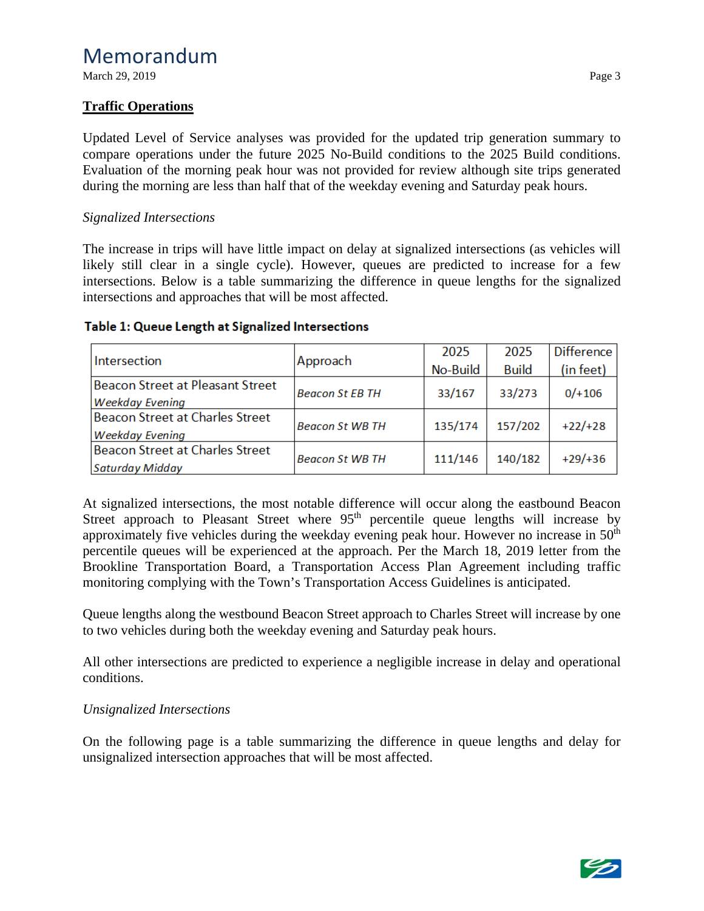## Traffic Operations

Updated Level of Service analyses was provided for the updated trip generation summary to compare operations under the future 2025 No-Build conditions to the 2025 Build conditions. Evaluation of the morning peak hour was not provided for review although site trips generated during the morning are less than half that of the weekday evening and Saturday peak hours.

*Signalized Intersections*

The increase in trips will have little impact on delay at signalized intersections (as vehicles will likely still clear in a single cycle). However, queues are predicted to increase for a few intersections. Below is a table summarizing the difference in queue lengths for the signalized intersections and approaches that will be most affected.

**Table 1: Queue Length at Signalized Intersections**

| Intersection | Approach | 2025 No-Build | 2025 Build | Difference (in feet) |
|---|---|---|---|---|
| Beacon Street at Pleasant Street *Weekday Evening* | *Beacon St EB TH* | 33/167 | 33/273 | 0/+106 |
| Beacon Street at Charles Street *Weekday Evening* | *Beacon St WB TH* | 135/174 | 157/202 | +22/+28 |
| Beacon Street at Charles Street *Saturday Midday* | *Beacon St WB TH* | 111/146 | 140/182 | +29/+36 |

At signalized intersections, the most notable difference will occur along the eastbound Beacon Street approach to Pleasant Street where 95th percentile queue lengths will increase by approximately five vehicles during the weekday evening peak hour. However no increase in 50th percentile queues will be experienced at the approach. Per the March 18, 2019 letter from the Brookline Transportation Board, a Transportation Access Plan Agreement including traffic monitoring complying with the Town's Transportation Access Guidelines is anticipated.

Queue lengths along the westbound Beacon Street approach to Charles Street will increase by one to two vehicles during both the weekday evening and Saturday peak hours.

All other intersections are predicted to experience a negligible increase in delay and operational conditions.

*Unsignalized Intersections*

On the following page is a table summarizing the difference in queue lengths and delay for unsignalized intersection approaches that will be most affected.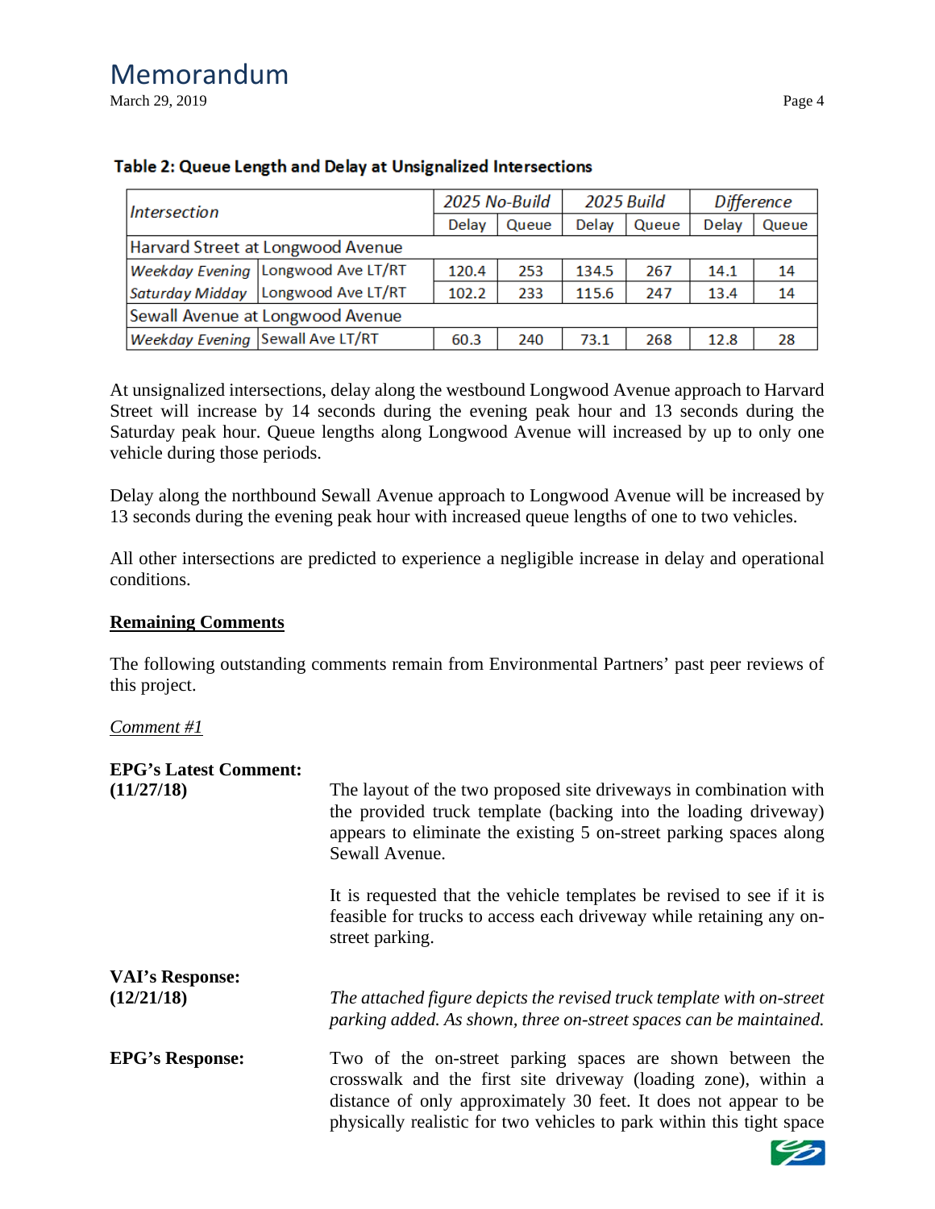**Table 2: Queue Length and Delay at Unsignalized Intersections**

| *Intersection* | | *2025 No-Build* | | *2025 Build* | | *Difference* | |
|---|---|---|---|---|---|---|---|
| | | Delay | Queue | Delay | Queue | Delay | Queue |
| Harvard Street at Longwood Avenue | | | | | | | |
| *Weekday Evening* | Longwood Ave LT/RT | 120.4 | 253 | 134.5 | 267 | 14.1 | 14 |
| *Saturday Midday* | Longwood Ave LT/RT | 102.2 | 233 | 115.6 | 247 | 13.4 | 14 |
| Sewall Avenue at Longwood Avenue | | | | | | | |
| *Weekday Evening* | Sewall Ave LT/RT | 60.3 | 240 | 73.1 | 268 | 12.8 | 28 |

At unsignalized intersections, delay along the westbound Longwood Avenue approach to Harvard Street will increase by 14 seconds during the evening peak hour and 13 seconds during the Saturday peak hour. Queue lengths along Longwood Avenue will increased by up to only one vehicle during those periods.

Delay along the northbound Sewall Avenue approach to Longwood Avenue will be increased by 13 seconds during the evening peak hour with increased queue lengths of one to two vehicles.

All other intersections are predicted to experience a negligible increase in delay and operational conditions.

**Remaining Comments**

The following outstanding comments remain from Environmental Partners' past peer reviews of this project.

*Comment #1*

**EPG's Latest Comment: (11/27/18)**

The layout of the two proposed site driveways in combination with the provided truck template (backing into the loading driveway) appears to eliminate the existing 5 on-street parking spaces along Sewall Avenue.

It is requested that the vehicle templates be revised to see if it is feasible for trucks to access each driveway while retaining any on-street parking.

**VAI's Response: (12/21/18)**

*The attached figure depicts the revised truck template with on-street parking added. As shown, three on-street spaces can be maintained.*

**EPG's Response:**

Two of the on-street parking spaces are shown between the crosswalk and the first site driveway (loading zone), within a distance of only approximately 30 feet. It does not appear to be physically realistic for two vehicles to park within this tight space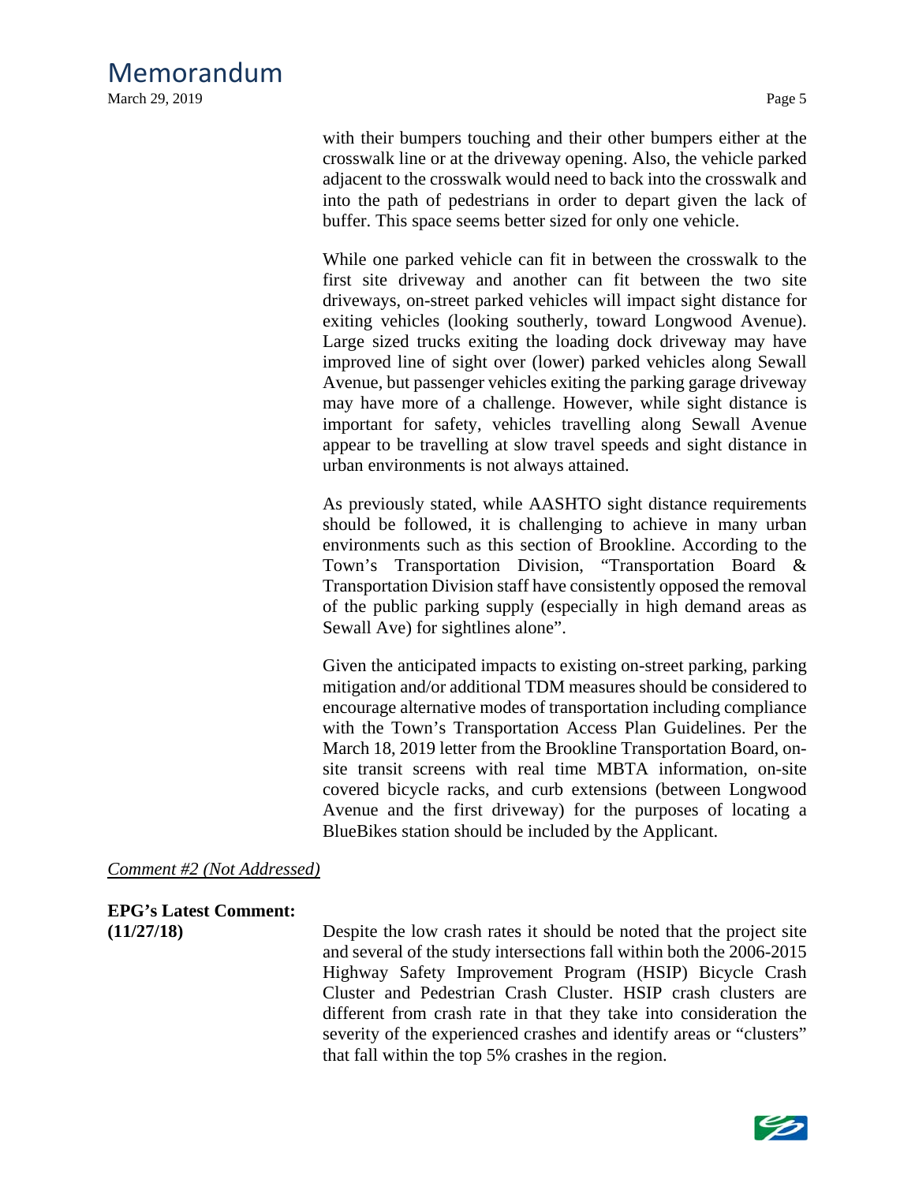with their bumpers touching and their other bumpers either at the crosswalk line or at the driveway opening. Also, the vehicle parked adjacent to the crosswalk would need to back into the crosswalk and into the path of pedestrians in order to depart given the lack of buffer. This space seems better sized for only one vehicle.

While one parked vehicle can fit in between the crosswalk to the first site driveway and another can fit between the two site driveways, on-street parked vehicles will impact sight distance for exiting vehicles (looking southerly, toward Longwood Avenue). Large sized trucks exiting the loading dock driveway may have improved line of sight over (lower) parked vehicles along Sewall Avenue, but passenger vehicles exiting the parking garage driveway may have more of a challenge. However, while sight distance is important for safety, vehicles travelling along Sewall Avenue appear to be travelling at slow travel speeds and sight distance in urban environments is not always attained.

As previously stated, while AASHTO sight distance requirements should be followed, it is challenging to achieve in many urban environments such as this section of Brookline. According to the Town's Transportation Division, "Transportation Board & Transportation Division staff have consistently opposed the removal of the public parking supply (especially in high demand areas as Sewall Ave) for sightlines alone".

Given the anticipated impacts to existing on-street parking, parking mitigation and/or additional TDM measures should be considered to encourage alternative modes of transportation including compliance with the Town's Transportation Access Plan Guidelines. Per the March 18, 2019 letter from the Brookline Transportation Board, on-site transit screens with real time MBTA information, on-site covered bicycle racks, and curb extensions (between Longwood Avenue and the first driveway) for the purposes of locating a BlueBikes station should be included by the Applicant.

*Comment #2 (Not Addressed)*

**EPG's Latest Comment: (11/27/18)**

Despite the low crash rates it should be noted that the project site and several of the study intersections fall within both the 2006-2015 Highway Safety Improvement Program (HSIP) Bicycle Crash Cluster and Pedestrian Crash Cluster. HSIP crash clusters are different from crash rate in that they take into consideration the severity of the experienced crashes and identify areas or "clusters" that fall within the top 5% crashes in the region.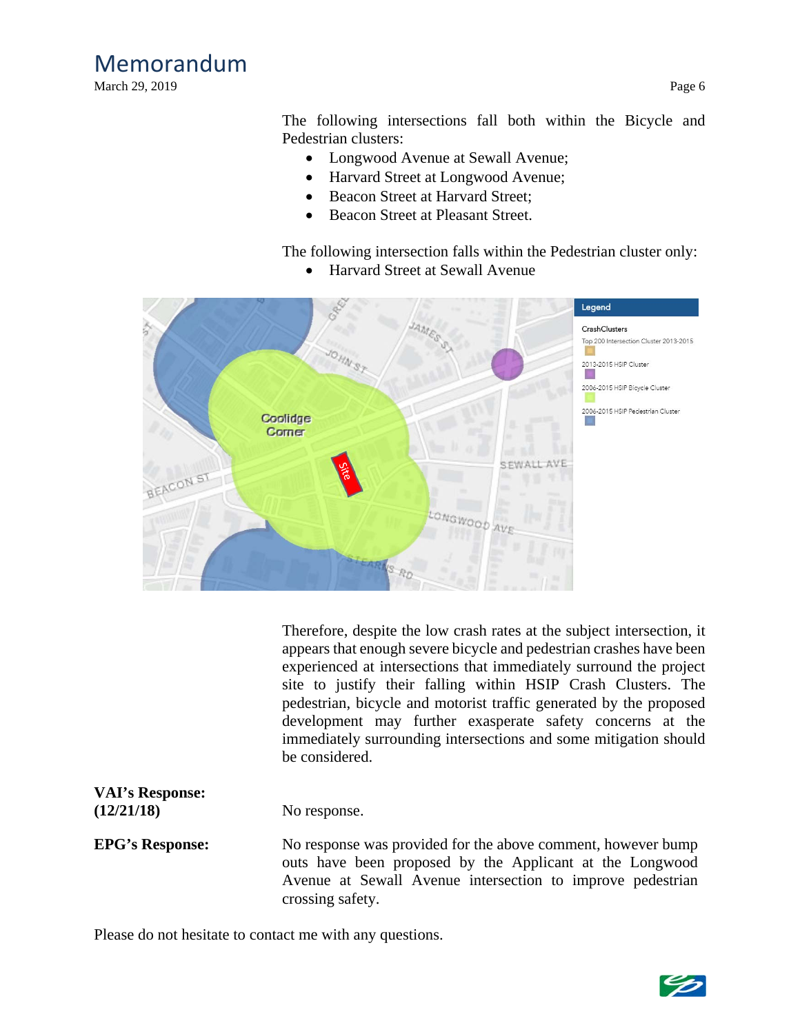The following intersections fall both within the Bicycle and Pedestrian clusters:

- Longwood Avenue at Sewall Avenue;
- Harvard Street at Longwood Avenue;
- Beacon Street at Harvard Street;
- Beacon Street at Pleasant Street.

The following intersection falls within the Pedestrian cluster only:

- Harvard Street at Sewall Avenue

Legend

CrashClusters

Top 200 Intersection Cluster 2013-2015

2013-2015 HSIP Cluster

2006-2015 HSIP Bicycle Cluster

2006-2015 HSIP Pedestrian Cluster

Coolidge Corner

Site

BEACON ST

JOHN ST

JAMES ST

SEWALL AVE

LONGWOOD AVE

STEARNS RD

Therefore, despite the low crash rates at the subject intersection, it appears that enough severe bicycle and pedestrian crashes have been experienced at intersections that immediately surround the project site to justify their falling within HSIP Crash Clusters. The pedestrian, bicycle and motorist traffic generated by the proposed development may further exasperate safety concerns at the immediately surrounding intersections and some mitigation should be considered.

**VAI's Response: (12/21/18)**

No response.

**EPG's Response:**

No response was provided for the above comment, however bump outs have been proposed by the Applicant at the Longwood Avenue at Sewall Avenue intersection to improve pedestrian crossing safety.

Please do not hesitate to contact me with any questions.